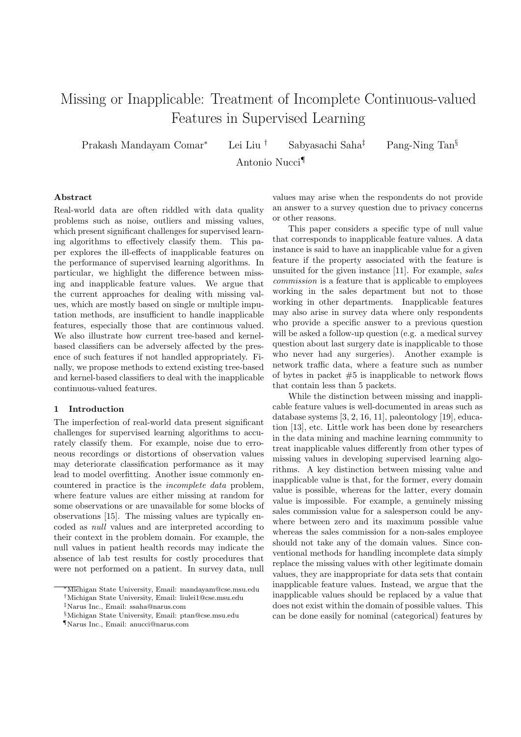# Missing or Inapplicable: Treatment of Incomplete Continuous-valued Features in Supervised Learning

Prakash Mandayam Comar[*] Lei Liu[†] Sabyasachi Saha[‡] Pang-Ning Tan[§] Antonio Nucci[¶]

### Abstract

Real-world data are often riddled with data quality problems such as noise, outliers and missing values, which present significant challenges for supervised learning algorithms to effectively classify them. This paper explores the ill-effects of inapplicable features on the performance of supervised learning algorithms. In particular, we highlight the difference between missing and inapplicable feature values. We argue that the current approaches for dealing with missing values, which are mostly based on single or multiple imputation methods, are insufficient to handle inapplicable features, especially those that are continuous valued. We also illustrate how current tree-based and kernel-based classifiers can be adversely affected by the presence of such features if not handled appropriately. Finally, we propose methods to extend existing tree-based and kernel-based classifiers to deal with the inapplicable continuous-valued features.

## 1 Introduction

The imperfection of real-world data present significant challenges for supervised learning algorithms to accurately classify them. For example, noise due to erroneous recordings or distortions of observation values may deteriorate classification performance as it may lead to model overfitting. Another issue commonly encountered in practice is the *incomplete data* problem, where feature values are either missing at random for some observations or are unavailable for some blocks of observations [15]. The missing values are typically encoded as *null* values and are interpreted according to their context in the problem domain. For example, the null values in patient health records may indicate the absence of lab test results for costly procedures that were not performed on a patient. In survey data, null values may arise when the respondents do not provide an answer to a survey question due to privacy concerns or other reasons.

This paper considers a specific type of null value that corresponds to inapplicable feature values. A data instance is said to have an inapplicable value for a given feature if the property associated with the feature is unsuited for the given instance [11]. For example, *sales commission* is a feature that is applicable to employees working in the sales department but not to those working in other departments. Inapplicable features may also arise in survey data where only respondents who provide a specific answer to a previous question will be asked a follow-up question (e.g. a medical survey question about last surgery date is inapplicable to those who never had any surgeries). Another example is network traffic data, where a feature such as number of bytes in packet #5 is inapplicable to network flows that contain less than 5 packets.

While the distinction between missing and inapplicable feature values is well-documented in areas such as database systems [3, 2, 16, 11], paleontology [19], education [13], etc. Little work has been done by researchers in the data mining and machine learning community to treat inapplicable values differently from other types of missing values in developing supervised learning algorithms. A key distinction between missing value and inapplicable value is that, for the former, every domain value is possible, whereas for the latter, every domain value is impossible. For example, a genuinely missing sales commission value for a salesperson could be anywhere between zero and its maximum possible value whereas the sales commission for a non-sales employee should not take any of the domain values. Since conventional methods for handling incomplete data simply replace the missing values with other legitimate domain values, they are inappropriate for data sets that contain inapplicable feature values. Instead, we argue that the inapplicable values should be replaced by a value that does not exist within the domain of possible values. This can be done easily for nominal (categorical) features by

[*] Michigan State University, Email: mandayam@cse.msu.edu

[†] Michigan State University, Email: liulei1@cse.msu.edu

[‡] Narus Inc., Email: ssaha@narus.com

[§] Michigan State University, Email: ptan@cse.msu.edu

[¶] Narus Inc., Email: anucci@narus.com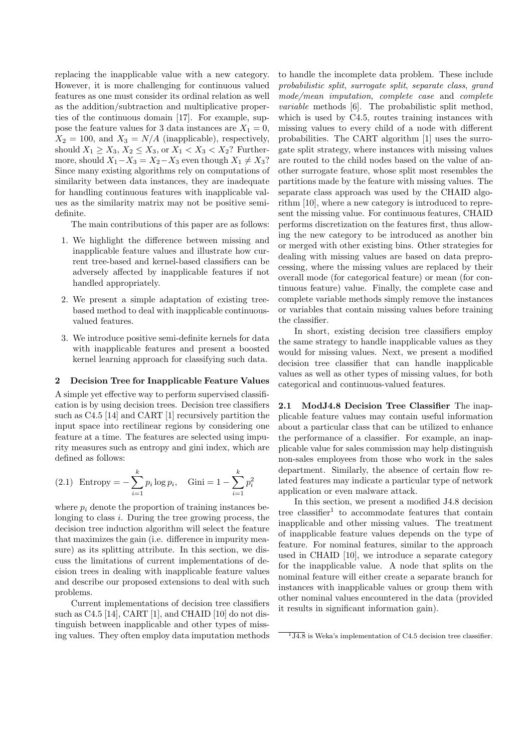replacing the inapplicable value with a new category. However, it is more challenging for continuous valued features as one must consider its ordinal relation as well as the addition/subtraction and multiplicative properties of the continuous domain [17]. For example, suppose the feature values for 3 data instances are $X_1 = 0$, $X_2 = 100$, and $X_3 = N/A$ (inapplicable), respectively, should $X_1 \geq X_3$, $X_2 \leq X_3$, or $X_1 < X_3 < X_2$? Furthermore, should $X_1 - X_3 = X_2 - X_3$ even though $X_1 \neq X_3$? Since many existing algorithms rely on computations of similarity between data instances, they are inadequate for handling continuous features with inapplicable values as the similarity matrix may not be positive semi-definite.

The main contributions of this paper are as follows:

1. We highlight the difference between missing and inapplicable feature values and illustrate how current tree-based and kernel-based classifiers can be adversely affected by inapplicable features if not handled appropriately.
2. We present a simple adaptation of existing tree-based method to deal with inapplicable continuous-valued features.
3. We introduce positive semi-definite kernels for data with inapplicable features and present a boosted kernel learning approach for classifying such data.

## 2 Decision Tree for Inapplicable Feature Values

A simple yet effective way to perform supervised classification is by using decision trees. Decision tree classifiers such as C4.5 [14] and CART [1] recursively partition the input space into rectilinear regions by considering one feature at a time. The features are selected using impurity measures such as entropy and gini index, which are defined as follows:

$$\text{Entropy} = -\sum_{i=1}^{k} p_i \log p_i, \quad \text{Gini} = 1 - \sum_{i=1}^{k} p_i^2 \tag{2.1}$$

where $p_i$ denote the proportion of training instances belonging to class $i$. During the tree growing process, the decision tree induction algorithm will select the feature that maximizes the gain (i.e. difference in impurity measure) as its splitting attribute. In this section, we discuss the limitations of current implementations of decision trees in dealing with inapplicable feature values and describe our proposed extensions to deal with such problems.

Current implementations of decision tree classifiers such as C4.5 [14], CART [1], and CHAID [10] do not distinguish between inapplicable and other types of missing values. They often employ data imputation methods to handle the incomplete data problem. These include *probabilistic split*, *surrogate split*, *separate class*, *grand mode/mean imputation*, *complete case* and *complete variable* methods [6]. The probabilistic split method, which is used by C4.5, routes training instances with missing values to every child of a node with different probabilities. The CART algorithm [1] uses the surrogate split strategy, where instances with missing values are routed to the child nodes based on the value of another surrogate feature, whose split most resembles the partitions made by the feature with missing values. The separate class approach was used by the CHAID algorithm [10], where a new category is introduced to represent the missing value. For continuous features, CHAID performs discretization on the features first, thus allowing the new category to be introduced as another bin or merged with other existing bins. Other strategies for dealing with missing values are based on data preprocessing, where the missing values are replaced by their overall mode (for categorical feature) or mean (for continuous feature) value. Finally, the complete case and complete variable methods simply remove the instances or variables that contain missing values before training the classifier.

In short, existing decision tree classifiers employ the same strategy to handle inapplicable values as they would for missing values. Next, we present a modified decision tree classifier that can handle inapplicable values as well as other types of missing values, for both categorical and continuous-valued features.

### 2.1 ModJ4.8 Decision Tree Classifier

The inapplicable feature values may contain useful information about a particular class that can be utilized to enhance the performance of a classifier. For example, an inapplicable value for sales commission may help distinguish non-sales employees from those who work in the sales department. Similarly, the absence of certain flow related features may indicate a particular type of network application or even malware attack.

In this section, we present a modified J4.8 decision tree classifier[1] to accommodate features that contain inapplicable and other missing values. The treatment of inapplicable feature values depends on the type of feature. For nominal features, similar to the approach used in CHAID [10], we introduce a separate category for the inapplicable value. A node that splits on the nominal feature will either create a separate branch for instances with inapplicable values or group them with other nominal values encountered in the data (provided it results in significant information gain).

[1] J4.8 is Weka's implementation of C4.5 decision tree classifier.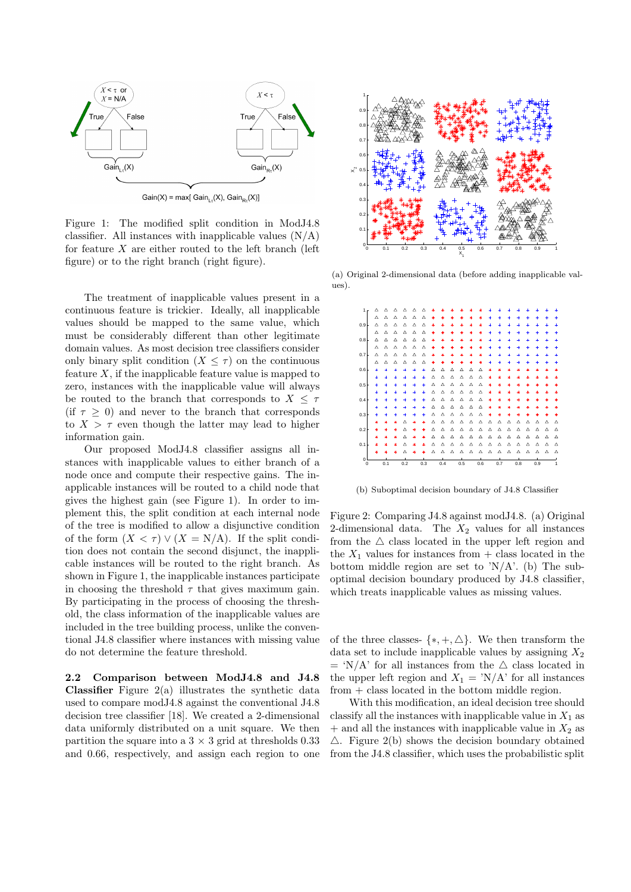Figure 1: The modified split condition in ModJ4.8 classifier. All instances with inapplicable values (N/A) for feature $X$ are either routed to the left branch (left figure) or to the right branch (right figure).

The treatment of inapplicable values present in a continuous feature is trickier. Ideally, all inapplicable values should be mapped to the same value, which must be considerably different than other legitimate domain values. As most decision tree classifiers consider only binary split condition ($X \leq \tau$) on the continuous feature $X$, if the inapplicable feature value is mapped to zero, instances with the inapplicable value will always be routed to the branch that corresponds to $X \leq \tau$ (if $\tau \geq 0$) and never to the branch that corresponds to $X > \tau$ even though the latter may lead to higher information gain.

Our proposed ModJ4.8 classifier assigns all instances with inapplicable values to either branch of a node once and compute their respective gains. The inapplicable instances will be routed to a child node that gives the highest gain (see Figure 1). In order to implement this, the split condition at each internal node of the tree is modified to allow a disjunctive condition of the form $(X < \tau) \vee (X = \text{N/A})$. If the split condition does not contain the second disjunct, the inapplicable instances will be routed to the right branch. As shown in Figure 1, the inapplicable instances participate in choosing the threshold $\tau$ that gives maximum gain. By participating in the process of choosing the threshold, the class information of the inapplicable values are included in the tree building process, unlike the conventional J4.8 classifier where instances with missing value do not determine the feature threshold.

**2.2 Comparison between ModJ4.8 and J4.8 Classifier** Figure 2(a) illustrates the synthetic data used to compare modJ4.8 against the conventional J4.8 decision tree classifier [18]. We created a 2-dimensional data uniformly distributed on a unit square. We then partition the square into a 3 × 3 grid at thresholds 0.33 and 0.66, respectively, and assign each region to one of the three classes- $\{*, +, \triangle\}$. We then transform the data set to include inapplicable values by assigning $X_2$ = 'N/A' for all instances from the $\triangle$ class located in the upper left region and $X_1$ = 'N/A' for all instances from + class located in the bottom middle region.

(a) Original 2-dimensional data (before adding inapplicable values).

(b) Suboptimal decision boundary of J4.8 Classifier

Figure 2: Comparing J4.8 against modJ4.8. (a) Original 2-dimensional data. The $X_2$ values for all instances from the $\triangle$ class located in the upper left region and the $X_1$ values for instances from + class located in the bottom middle region are set to 'N/A'. (b) The suboptimal decision boundary produced by J4.8 classifier, which treats inapplicable values as missing values.

With this modification, an ideal decision tree should classify all the instances with inapplicable value in $X_1$ as + and all the instances with inapplicable value in $X_2$ as $\triangle$. Figure 2(b) shows the decision boundary obtained from the J4.8 classifier, which uses the probabilistic split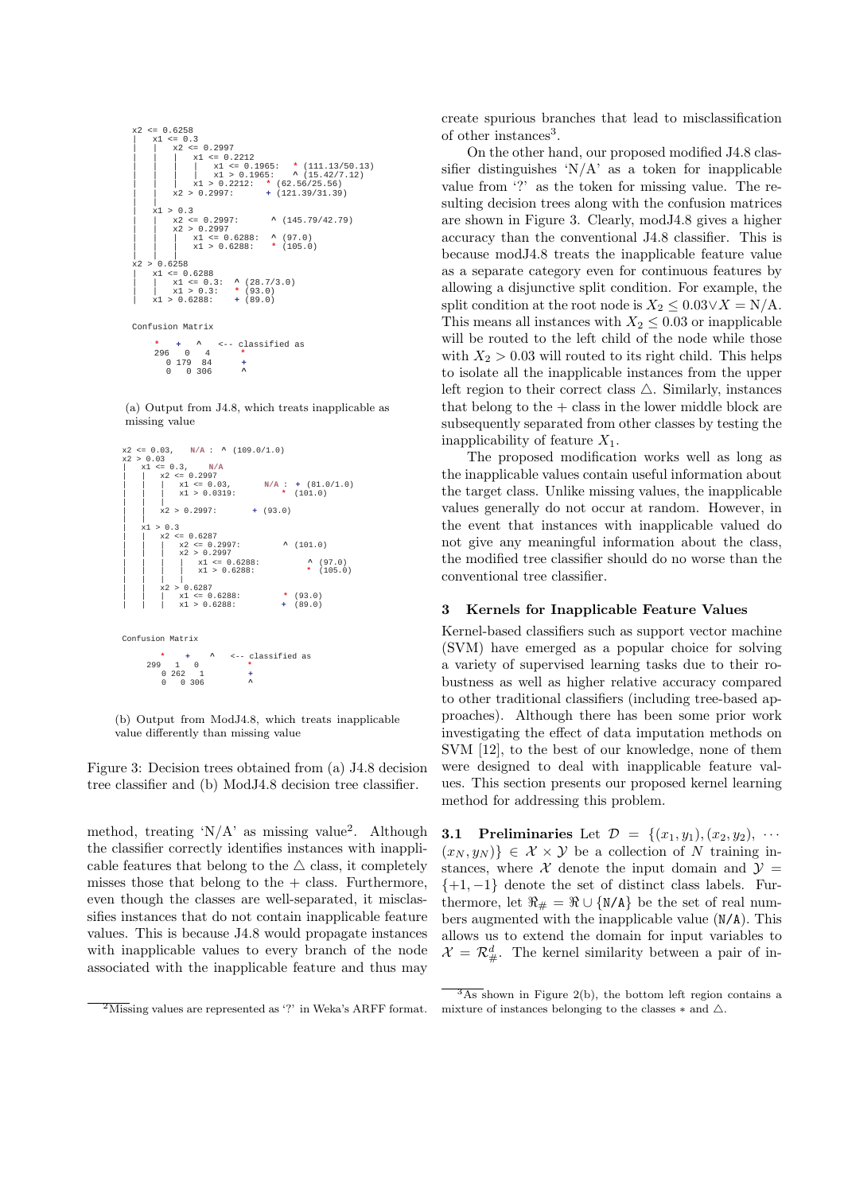```
x2 <= 0.6258
|   x1 <= 0.3
|   |   x2 <= 0.2997
|   |   |   x1 <= 0.2212
|   |   |   |   x1 <= 0.1965:   * (111.13/50.13)
|   |   |   |   x1 > 0.1965:    ^ (15.42/7.12)
|   |   |   x1 > 0.2212:   * (62.56/25.56)
|   |   x2 > 0.2997:       + (121.39/31.39)
|   |
|   x1 > 0.3
|   |   x2 <= 0.2997:      ^ (145.79/42.79)
|   |   x2 > 0.2997
|   |   |   x1 <= 0.6288:  ^ (97.0)
|   |   |   x1 > 0.6288:   * (105.0)
|   |   |
x2 > 0.6258
|   x1 <= 0.6288
|   |   x1 <= 0.3:   ^ (28.7/3.0)
|   |   x1 > 0.3:    * (93.0)
|   x1 > 0.6288:     + (89.0)

Confusion Matrix

   *   +   ^   <-- classified as
 296   0   4      *
   0 179  84      +
   0   0 306      ^
```

(a) Output from J4.8, which treats inapplicable as missing value

```
x2 <= 0.03,   N/A :  ^ (109.0/1.0)
x2 > 0.03
|   x1 <= 0.3,     N/A
|   |   x2 <= 0.2997
|   |   |   x1 <= 0.03,        N/A :  + (81.0/1.0)
|   |   |   x1 > 0.0319:            * (101.0)
|   |   |
|   |   x2 > 0.2997:        + (93.0)
|   |
|   x1 > 0.3
|   |   x2 <= 0.6287
|   |   |   x2 <= 0.2997:          ^ (101.0)
|   |   |   x2 > 0.2997
|   |   |   |   x1 <= 0.6288:          ^ (97.0)
|   |   |   |   x1 > 0.6288:           * (105.0)
|   |   |   |
|   |   x2 > 0.6287
|   |   |   x1 <= 0.6288:         * (93.0)
|   |   |   x1 > 0.6288:          + (89.0)

Confusion Matrix

   *   +   ^    <-- classified as
 299   1   0       *
   0 262   1       +
   0   0 306       ^
```

(b) Output from ModJ4.8, which treats inapplicable value differently than missing value

Figure 3: Decision trees obtained from (a) J4.8 decision tree classifier and (b) ModJ4.8 decision tree classifier.

method, treating 'N/A' as missing value[2]. Although the classifier correctly identifies instances with inapplicable features that belong to the △ class, it completely misses those that belong to the + class. Furthermore, even though the classes are well-separated, it misclassifies instances that do not contain inapplicable feature values. This is because J4.8 would propagate instances with inapplicable values to every branch of the node associated with the inapplicable feature and thus may create spurious branches that lead to misclassification of other instances[3].

On the other hand, our proposed modified J4.8 classifier distinguishes 'N/A' as a token for inapplicable value from '?' as the token for missing value. The resulting decision trees along with the confusion matrices are shown in Figure 3. Clearly, modJ4.8 gives a higher accuracy than the conventional J4.8 classifier. This is because modJ4.8 treats the inapplicable feature value as a separate category even for continuous features by allowing a disjunctive split condition. For example, the split condition at the root node is $X_2 \leq 0.03 \vee X = \text{N/A}$. This means all instances with $X_2 \leq 0.03$ or inapplicable will be routed to the left child of the node while those with $X_2 > 0.03$ will routed to its right child. This helps to isolate all the inapplicable instances from the upper left region to their correct class △. Similarly, instances that belong to the + class in the lower middle block are subsequently separated from other classes by testing the inapplicability of feature $X_1$.

The proposed modification works well as long as the inapplicable values contain useful information about the target class. Unlike missing values, the inapplicable values generally do not occur at random. However, in the event that instances with inapplicable valued do not give any meaningful information about the class, the modified tree classifier should do no worse than the conventional tree classifier.

## 3 Kernels for Inapplicable Feature Values

Kernel-based classifiers such as support vector machine (SVM) have emerged as a popular choice for solving a variety of supervised learning tasks due to their robustness as well as higher relative accuracy compared to other traditional classifiers (including tree-based approaches). Although there has been some prior work investigating the effect of data imputation methods on SVM [12], to the best of our knowledge, none of them were designed to deal with inapplicable feature values. This section presents our proposed kernel learning method for addressing this problem.

**3.1 Preliminaries** Let $\mathcal{D} = \{(x_1, y_1), (x_2, y_2), \cdots (x_N, y_N)\} \in \mathcal{X} \times \mathcal{Y}$ be a collection of $N$ training instances, where $\mathcal{X}$ denote the input domain and $\mathcal{Y} = \{+1, -1\}$ denote the set of distinct class labels. Furthermore, let $\Re_\# = \Re \cup \{\texttt{N/A}\}$ be the set of real numbers augmented with the inapplicable value (N/A). This allows us to extend the domain for input variables to $\mathcal{X} = \mathcal{R}^d_\#$. The kernel similarity between a pair of in-

[2] Missing values are represented as '?' in Weka's ARFF format.

[3] As shown in Figure 2(b), the bottom left region contains a mixture of instances belonging to the classes $*$ and △.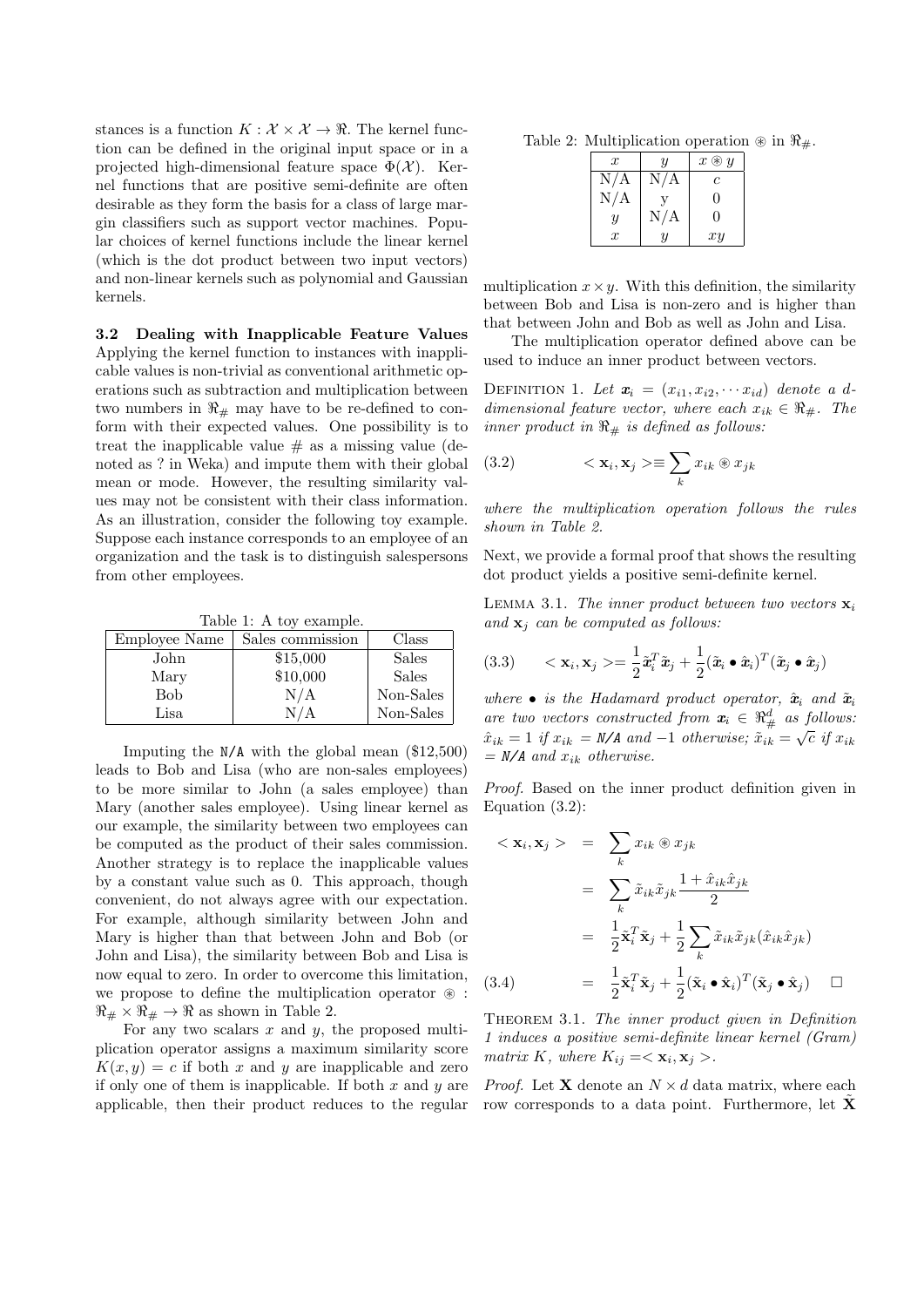stances is a function $K : \mathcal{X} \times \mathcal{X} \to \Re$. The kernel function can be defined in the original input space or in a projected high-dimensional feature space $\Phi(\mathcal{X})$. Kernel functions that are positive semi-definite are often desirable as they form the basis for a class of large margin classifiers such as support vector machines. Popular choices of kernel functions include the linear kernel (which is the dot product between two input vectors) and non-linear kernels such as polynomial and Gaussian kernels.

### 3.2 Dealing with Inapplicable Feature Values

Applying the kernel function to instances with inapplicable values is non-trivial as conventional arithmetic operations such as subtraction and multiplication between two numbers in $\Re_{\#}$ may have to be re-defined to conform with their expected values. One possibility is to treat the inapplicable value $\#$ as a missing value (denoted as ? in Weka) and impute them with their global mean or mode. However, the resulting similarity values may not be consistent with their class information. As an illustration, consider the following toy example. Suppose each instance corresponds to an employee of an organization and the task is to distinguish salespersons from other employees.

Table 1: A toy example.

| Employee Name | Sales commission | Class |
|---|---|---|
| John | \$15,000 | Sales |
| Mary | \$10,000 | Sales |
| Bob | N/A | Non-Sales |
| Lisa | N/A | Non-Sales |

Imputing the `N/A` with the global mean (\$12,500) leads to Bob and Lisa (who are non-sales employees) to be more similar to John (a sales employee) than Mary (another sales employee). Using linear kernel as our example, the similarity between two employees can be computed as the product of their sales commission. Another strategy is to replace the inapplicable values by a constant value such as 0. This approach, though convenient, do not always agree with our expectation. For example, although similarity between John and Mary is higher than that between John and Bob (or John and Lisa), the similarity between Bob and Lisa is now equal to zero. In order to overcome this limitation, we propose to define the multiplication operator $\circledast : \Re_{\#} \times \Re_{\#} \to \Re$ as shown in Table 2.

For any two scalars $x$ and $y$, the proposed multiplication operator assigns a maximum similarity score $K(x, y) = c$ if both $x$ and $y$ are inapplicable and zero if only one of them is inapplicable. If both $x$ and $y$ are applicable, then their product reduces to the regular multiplication $x \times y$. With this definition, the similarity between Bob and Lisa is non-zero and is higher than that between John and Bob as well as John and Lisa.

Table 2: Multiplication operation $\circledast$ in $\Re_{\#}$.

| $x$ | $y$ | $x \circledast y$ |
|---|---|---|
| N/A | N/A | $c$ |
| N/A | y | 0 |
| $y$ | N/A | 0 |
| $x$ | $y$ | $xy$ |

The multiplication operator defined above can be used to induce an inner product between vectors.

Definition 1. *Let $\boldsymbol{x}_i = (x_{i1}, x_{i2}, \cdots x_{id})$ denote a $d$-dimensional feature vector, where each $x_{ik} \in \Re_{\#}$. The inner product in $\Re_{\#}$ is defined as follows:*

$$< \mathbf{x}_i, \mathbf{x}_j > \equiv \sum_k x_{ik} \circledast x_{jk} \tag{3.2}$$

*where the multiplication operation follows the rules shown in Table 2.*

Next, we provide a formal proof that shows the resulting dot product yields a positive semi-definite kernel.

Lemma 3.1. *The inner product between two vectors $\mathbf{x}_i$ and $\mathbf{x}_j$ can be computed as follows:*

$$< \mathbf{x}_i, \mathbf{x}_j > = \frac{1}{2} \tilde{\boldsymbol{x}}_i^T \tilde{\boldsymbol{x}}_j + \frac{1}{2} (\tilde{\boldsymbol{x}}_i \bullet \hat{\boldsymbol{x}}_i)^T (\tilde{\boldsymbol{x}}_j \bullet \hat{\boldsymbol{x}}_j) \tag{3.3}$$

*where $\bullet$ is the Hadamard product operator, $\hat{\boldsymbol{x}}_i$ and $\tilde{\boldsymbol{x}}_i$ are two vectors constructed from $\boldsymbol{x}_i \in \Re_{\#}^d$ as follows: $\hat{x}_{ik} = 1$ if $x_{ik}$ = `N/A` and $-1$ otherwise; $\tilde{x}_{ik} = \sqrt{c}$ if $x_{ik}$ = `N/A` and $x_{ik}$ otherwise.*

*Proof.* Based on the inner product definition given in Equation (3.2):

$$\begin{aligned}
< \mathbf{x}_i, \mathbf{x}_j > &= \sum_k x_{ik} \circledast x_{jk} \\
&= \sum_k \tilde{x}_{ik} \tilde{x}_{jk} \frac{1 + \hat{x}_{ik} \hat{x}_{jk}}{2} \\
&= \frac{1}{2} \tilde{\mathbf{x}}_i^T \tilde{\mathbf{x}}_j + \frac{1}{2} \sum_k \tilde{x}_{ik} \tilde{x}_{jk} (\hat{x}_{ik} \hat{x}_{jk}) \\
&= \frac{1}{2} \tilde{\mathbf{x}}_i^T \tilde{\mathbf{x}}_j + \frac{1}{2} (\tilde{\mathbf{x}}_i \bullet \hat{\mathbf{x}}_i)^T (\tilde{\mathbf{x}}_j \bullet \hat{\mathbf{x}}_j) \quad \square
\end{aligned} \tag{3.4}$$

Theorem 3.1. *The inner product given in Definition 1 induces a positive semi-definite linear kernel (Gram) matrix $K$, where $K_{ij} = < \mathbf{x}_i, \mathbf{x}_j >$.*

*Proof.* Let $\mathbf{X}$ denote an $N \times d$ data matrix, where each row corresponds to a data point. Furthermore, let $\tilde{\mathbf{X}}$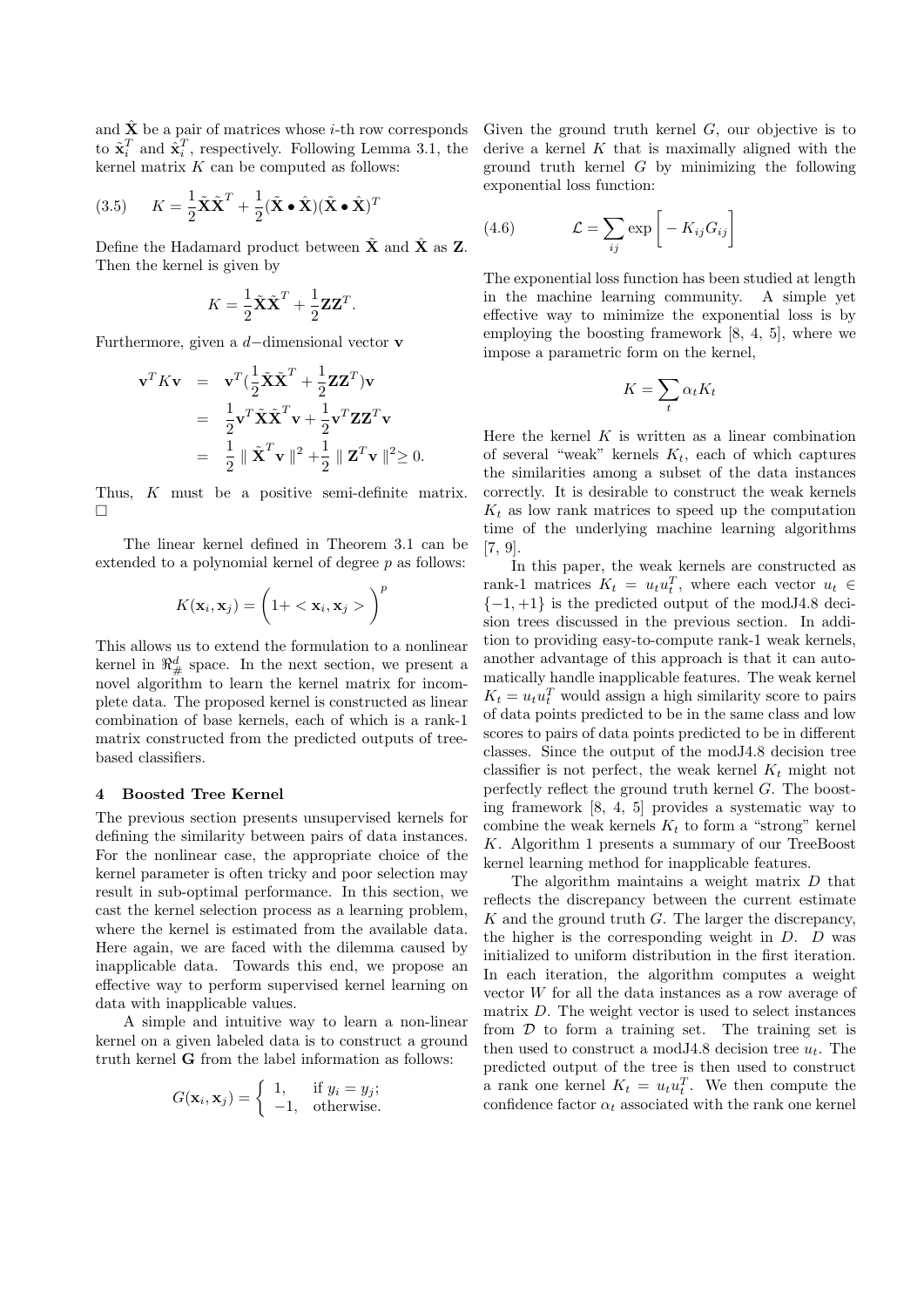and $\hat{\mathbf{X}}$ be a pair of matrices whose $i$-th row corresponds to $\tilde{\mathbf{x}}_i^T$ and $\hat{\mathbf{x}}_i^T$, respectively. Following Lemma 3.1, the kernel matrix $K$ can be computed as follows:

$$K = \frac{1}{2}\tilde{\mathbf{X}}\tilde{\mathbf{X}}^T + \frac{1}{2}(\tilde{\mathbf{X}} \bullet \hat{\mathbf{X}})(\tilde{\mathbf{X}} \bullet \hat{\mathbf{X}})^T \tag{3.5}$$

Define the Hadamard product between $\tilde{\mathbf{X}}$ and $\hat{\mathbf{X}}$ as $\mathbf{Z}$. Then the kernel is given by

$$K = \frac{1}{2}\tilde{\mathbf{X}}\tilde{\mathbf{X}}^T + \frac{1}{2}\mathbf{Z}\mathbf{Z}^T.$$

Furthermore, given a $d-$dimensional vector $\mathbf{v}$

$$\begin{aligned}
\mathbf{v}^T K \mathbf{v} &= \mathbf{v}^T(\frac{1}{2}\tilde{\mathbf{X}}\tilde{\mathbf{X}}^T + \frac{1}{2}\mathbf{Z}\mathbf{Z}^T)\mathbf{v} \\
&= \frac{1}{2}\mathbf{v}^T\tilde{\mathbf{X}}\tilde{\mathbf{X}}^T\mathbf{v} + \frac{1}{2}\mathbf{v}^T\mathbf{Z}\mathbf{Z}^T\mathbf{v} \\
&= \frac{1}{2} \parallel \tilde{\mathbf{X}}^T\mathbf{v} \parallel^2 + \frac{1}{2} \parallel \mathbf{Z}^T\mathbf{v} \parallel^2 \geq 0.
\end{aligned}$$

Thus, $K$ must be a positive semi-definite matrix. □

The linear kernel defined in Theorem 3.1 can be extended to a polynomial kernel of degree $p$ as follows:

$$K(\mathbf{x}_i, \mathbf{x}_j) = \Big(1 + <\mathbf{x}_i, \mathbf{x}_j>\Big)^p$$

This allows us to extend the formulation to a nonlinear kernel in $\Re^d_\#$ space. In the next section, we present a novel algorithm to learn the kernel matrix for incomplete data. The proposed kernel is constructed as linear combination of base kernels, each of which is a rank-1 matrix constructed from the predicted outputs of tree-based classifiers.

## 4 Boosted Tree Kernel

The previous section presents unsupervised kernels for defining the similarity between pairs of data instances. For the nonlinear case, the appropriate choice of the kernel parameter is often tricky and poor selection may result in sub-optimal performance. In this section, we cast the kernel selection process as a learning problem, where the kernel is estimated from the available data. Here again, we are faced with the dilemma caused by inapplicable data. Towards this end, we propose an effective way to perform supervised kernel learning on data with inapplicable values.

A simple and intuitive way to learn a non-linear kernel on a given labeled data is to construct a ground truth kernel $\mathbf{G}$ from the label information as follows:

$$G(\mathbf{x}_i, \mathbf{x}_j) = \begin{cases} 1, & \text{if } y_i = y_j; \\ -1, & \text{otherwise.} \end{cases}$$

Given the ground truth kernel $G$, our objective is to derive a kernel $K$ that is maximally aligned with the ground truth kernel $G$ by minimizing the following exponential loss function:

$$\mathcal{L} = \sum_{ij} \exp\Big[-K_{ij}G_{ij}\Big] \tag{4.6}$$

The exponential loss function has been studied at length in the machine learning community. A simple yet effective way to minimize the exponential loss is by employing the boosting framework [8, 4, 5], where we impose a parametric form on the kernel,

$$K = \sum_t \alpha_t K_t$$

Here the kernel $K$ is written as a linear combination of several "weak" kernels $K_t$, each of which captures the similarities among a subset of the data instances correctly. It is desirable to construct the weak kernels $K_t$ as low rank matrices to speed up the computation time of the underlying machine learning algorithms [7, 9].

In this paper, the weak kernels are constructed as rank-1 matrices $K_t = u_t u_t^T$, where each vector $u_t \in \{-1, +1\}$ is the predicted output of the modJ4.8 decision trees discussed in the previous section. In addition to providing easy-to-compute rank-1 weak kernels, another advantage of this approach is that it can automatically handle inapplicable features. The weak kernel $K_t = u_t u_t^T$ would assign a high similarity score to pairs of data points predicted to be in the same class and low scores to pairs of data points predicted to be in different classes. Since the output of the modJ4.8 decision tree classifier is not perfect, the weak kernel $K_t$ might not perfectly reflect the ground truth kernel $G$. The boosting framework [8, 4, 5] provides a systematic way to combine the weak kernels $K_t$ to form a "strong" kernel $K$. Algorithm 1 presents a summary of our TreeBoost kernel learning method for inapplicable features.

The algorithm maintains a weight matrix $D$ that reflects the discrepancy between the current estimate $K$ and the ground truth $G$. The larger the discrepancy, the higher is the corresponding weight in $D$. $D$ was initialized to uniform distribution in the first iteration. In each iteration, the algorithm computes a weight vector $W$ for all the data instances as a row average of matrix $D$. The weight vector is used to select instances from $\mathcal{D}$ to form a training set. The training set is then used to construct a modJ4.8 decision tree $u_t$. The predicted output of the tree is then used to construct a rank one kernel $K_t = u_t u_t^T$. We then compute the confidence factor $\alpha_t$ associated with the rank one kernel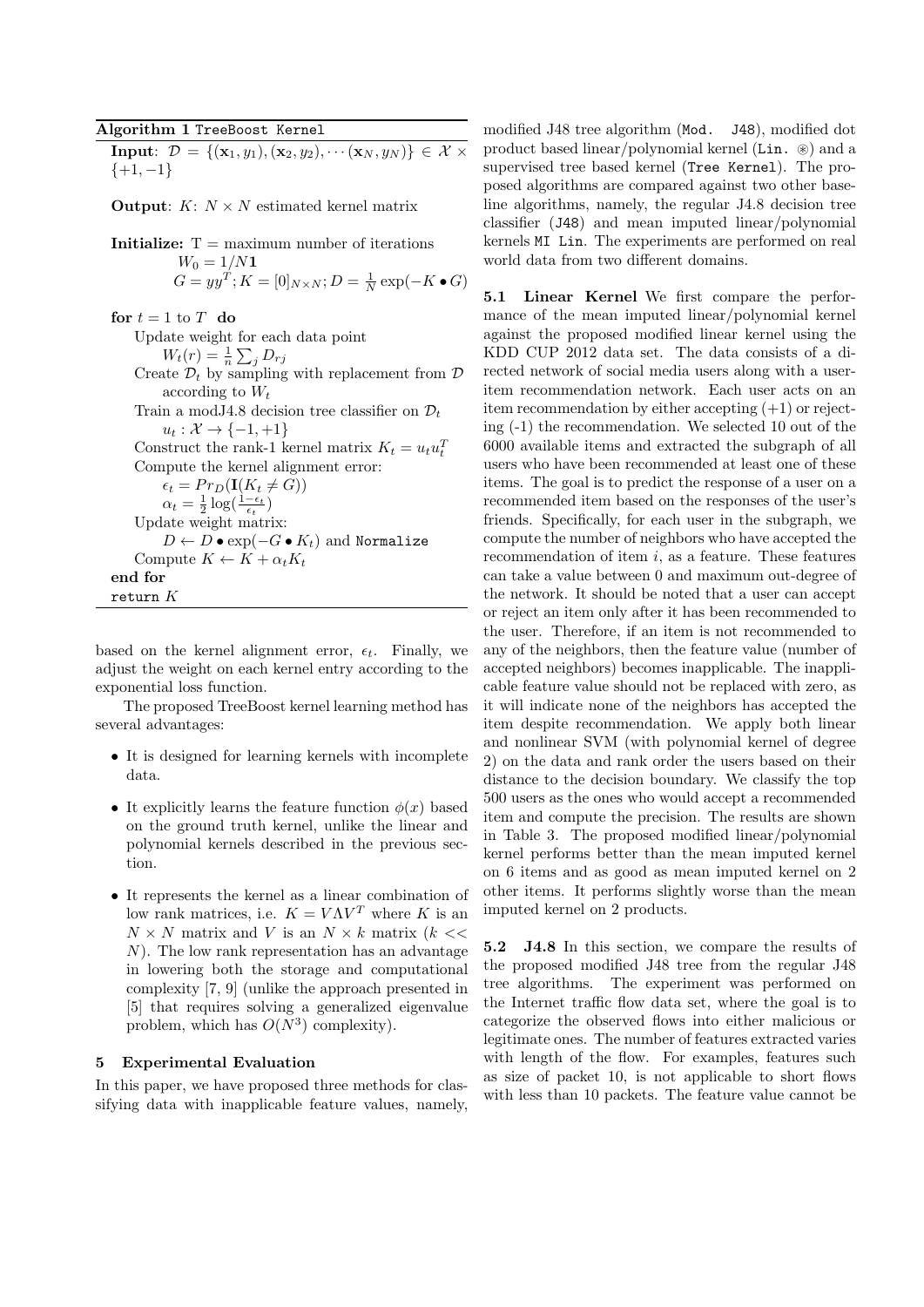**Algorithm 1** TreeBoost Kernel

**Input**: $\mathcal{D} = \{(\mathbf{x}_1, y_1), (\mathbf{x}_2, y_2), \cdots (\mathbf{x}_N, y_N)\} \in \mathcal{X} \times \{+1, -1\}$

**Output**: $K$: $N \times N$ estimated kernel matrix

**Initialize:** T = maximum number of iterations
  $W_0 = 1/N\mathbf{1}$
  $G = yy^T; K = [0]_{N\times N}; D = \frac{1}{N}\exp(-K \bullet G)$

**for** $t = 1$ to $T$ **do**
  Update weight for each data point
    $W_t(r) = \frac{1}{n}\sum_j D_{rj}$
  Create $\mathcal{D}_t$ by sampling with replacement from $\mathcal{D}$ according to $W_t$
  Train a modJ4.8 decision tree classifier on $\mathcal{D}_t$
    $u_t : \mathcal{X} \to \{-1, +1\}$
  Construct the rank-1 kernel matrix $K_t = u_t u_t^T$
  Compute the kernel alignment error:
    $\epsilon_t = Pr_D(\mathbf{I}(K_t \neq G))$
    $\alpha_t = \frac{1}{2}\log(\frac{1-\epsilon_t}{\epsilon_t})$
  Update weight matrix:
    $D \leftarrow D \bullet \exp(-G \bullet K_t)$ and Normalize
  Compute $K \leftarrow K + \alpha_t K_t$
**end for**
return $K$

based on the kernel alignment error, $\epsilon_t$. Finally, we adjust the weight on each kernel entry according to the exponential loss function.

The proposed TreeBoost kernel learning method has several advantages:

- It is designed for learning kernels with incomplete data.
- It explicitly learns the feature function $\phi(x)$ based on the ground truth kernel, unlike the linear and polynomial kernels described in the previous section.
- It represents the kernel as a linear combination of low rank matrices, i.e. $K = V\Lambda V^T$ where $K$ is an $N \times N$ matrix and $V$ is an $N \times k$ matrix ($k << N$). The low rank representation has an advantage in lowering both the storage and computational complexity [7, 9] (unlike the approach presented in [5] that requires solving a generalized eigenvalue problem, which has $O(N^3)$ complexity).

## 5 Experimental Evaluation

In this paper, we have proposed three methods for classifying data with inapplicable feature values, namely, modified J48 tree algorithm (Mod. J48), modified dot product based linear/polynomial kernel (Lin. ⊛) and a supervised tree based kernel (Tree Kernel). The proposed algorithms are compared against two other baseline algorithms, namely, the regular J4.8 decision tree classifier (J48) and mean imputed linear/polynomial kernels MI Lin. The experiments are performed on real world data from two different domains.

**5.1 Linear Kernel** We first compare the performance of the mean imputed linear/polynomial kernel against the proposed modified linear kernel using the KDD CUP 2012 data set. The data consists of a directed network of social media users along with a user-item recommendation network. Each user acts on an item recommendation by either accepting (+1) or rejecting (-1) the recommendation. We selected 10 out of the 6000 available items and extracted the subgraph of all users who have been recommended at least one of these items. The goal is to predict the response of a user on a recommended item based on the responses of the user's friends. Specifically, for each user in the subgraph, we compute the number of neighbors who have accepted the recommendation of item $i$, as a feature. These features can take a value between 0 and maximum out-degree of the network. It should be noted that a user can accept or reject an item only after it has been recommended to the user. Therefore, if an item is not recommended to any of the neighbors, then the feature value (number of accepted neighbors) becomes inapplicable. The inapplicable feature value should not be replaced with zero, as it will indicate none of the neighbors has accepted the item despite recommendation. We apply both linear and nonlinear SVM (with polynomial kernel of degree 2) on the data and rank order the users based on their distance to the decision boundary. We classify the top 500 users as the ones who would accept a recommended item and compute the precision. The results are shown in Table 3. The proposed modified linear/polynomial kernel performs better than the mean imputed kernel on 6 items and as good as mean imputed kernel on 2 other items. It performs slightly worse than the mean imputed kernel on 2 products.

**5.2 J4.8** In this section, we compare the results of the proposed modified J48 tree from the regular J48 tree algorithms. The experiment was performed on the Internet traffic flow data set, where the goal is to categorize the observed flows into either malicious or legitimate ones. The number of features extracted varies with length of the flow. For examples, features such as size of packet 10, is not applicable to short flows with less than 10 packets. The feature value cannot be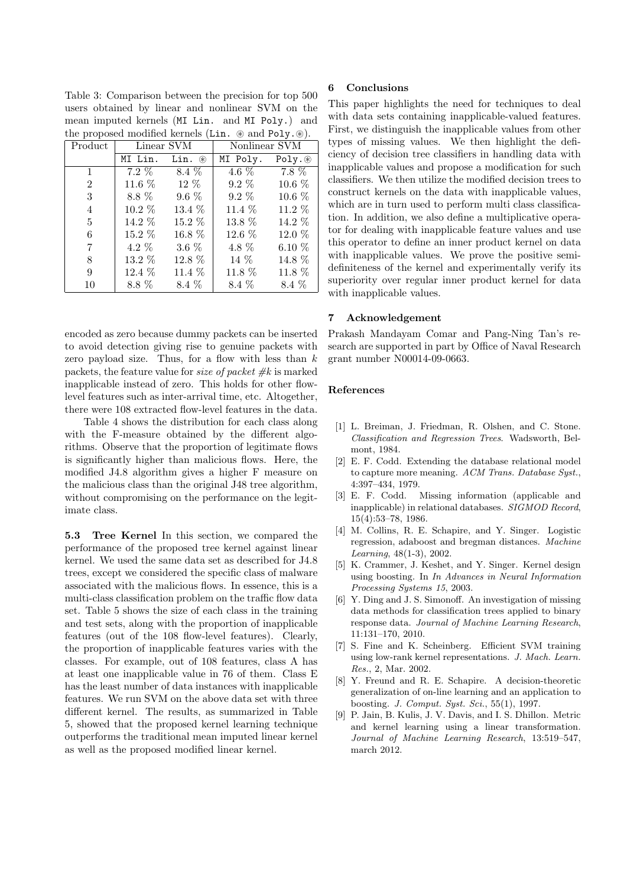Table 3: Comparison between the precision for top 500 users obtained by linear and nonlinear SVM on the mean imputed kernels (`MI Lin.` and `MI Poly.`) and the proposed modified kernels (`Lin.` ⊛ and `Poly.`⊛).

| Product | Linear SVM | | Nonlinear SVM | |
|---|---|---|---|---|
| | `MI Lin.` | `Lin.` ⊛ | `MI Poly.` | `Poly.`⊛ |
| 1 | 7.2 % | 8.4 % | 4.6 % | 7.8 % |
| 2 | 11.6 % | 12 % | 9.2 % | 10.6 % |
| 3 | 8.8 % | 9.6 % | 9.2 % | 10.6 % |
| 4 | 10.2 % | 13.4 % | 11.4 % | 11.2 % |
| 5 | 14.2 % | 15.2 % | 13.8 % | 14.2 % |
| 6 | 15.2 % | 16.8 % | 12.6 % | 12.0 % |
| 7 | 4.2 % | 3.6 % | 4.8 % | 6.10 % |
| 8 | 13.2 % | 12.8 % | 14 % | 14.8 % |
| 9 | 12.4 % | 11.4 % | 11.8 % | 11.8 % |
| 10 | 8.8 % | 8.4 % | 8.4 % | 8.4 % |

encoded as zero because dummy packets can be inserted to avoid detection giving rise to genuine packets with zero payload size. Thus, for a flow with less than $k$ packets, the feature value for *size of packet #k* is marked inapplicable instead of zero. This holds for other flow-level features such as inter-arrival time, etc. Altogether, there were 108 extracted flow-level features in the data.

Table 4 shows the distribution for each class along with the F-measure obtained by the different algorithms. Observe that the proportion of legitimate flows is significantly higher than malicious flows. Here, the modified J4.8 algorithm gives a higher F measure on the malicious class than the original J48 tree algorithm, without compromising on the performance on the legitimate class.

**5.3 Tree Kernel** In this section, we compared the performance of the proposed tree kernel against linear kernel. We used the same data set as described for J4.8 trees, except we considered the specific class of malware associated with the malicious flows. In essence, this is a multi-class classification problem on the traffic flow data set. Table 5 shows the size of each class in the training and test sets, along with the proportion of inapplicable features (out of the 108 flow-level features). Clearly, the proportion of inapplicable features varies with the classes. For example, out of 108 features, class A has at least one inapplicable value in 76 of them. Class E has the least number of data instances with inapplicable features. We run SVM on the above data set with three different kernel. The results, as summarized in Table 5, showed that the proposed kernel learning technique outperforms the traditional mean imputed linear kernel as well as the proposed modified linear kernel.

## 6 Conclusions

This paper highlights the need for techniques to deal with data sets containing inapplicable-valued features. First, we distinguish the inapplicable values from other types of missing values. We then highlight the deficiency of decision tree classifiers in handling data with inapplicable values and propose a modification for such classifiers. We then utilize the modified decision trees to construct kernels on the data with inapplicable values, which are in turn used to perform multi class classification. In addition, we also define a multiplicative operator for dealing with inapplicable feature values and use this operator to define an inner product kernel on data with inapplicable values. We prove the positive semi-definiteness of the kernel and experimentally verify its superiority over regular inner product kernel for data with inapplicable values.

## 7 Acknowledgement

Prakash Mandayam Comar and Pang-Ning Tan's research are supported in part by Office of Naval Research grant number N00014-09-0663.

## References

[1] L. Breiman, J. Friedman, R. Olshen, and C. Stone. *Classification and Regression Trees*. Wadsworth, Belmont, 1984.

[2] E. F. Codd. Extending the database relational model to capture more meaning. *ACM Trans. Database Syst.*, 4:397–434, 1979.

[3] E. F. Codd. Missing information (applicable and inapplicable) in relational databases. *SIGMOD Record*, 15(4):53–78, 1986.

[4] M. Collins, R. E. Schapire, and Y. Singer. Logistic regression, adaboost and bregman distances. *Machine Learning*, 48(1-3), 2002.

[5] K. Crammer, J. Keshet, and Y. Singer. Kernel design using boosting. In *In Advances in Neural Information Processing Systems 15*, 2003.

[6] Y. Ding and J. S. Simonoff. An investigation of missing data methods for classification trees applied to binary response data. *Journal of Machine Learning Research*, 11:131–170, 2010.

[7] S. Fine and K. Scheinberg. Efficient SVM training using low-rank kernel representations. *J. Mach. Learn. Res.*, 2, Mar. 2002.

[8] Y. Freund and R. E. Schapire. A decision-theoretic generalization of on-line learning and an application to boosting. *J. Comput. Syst. Sci.*, 55(1), 1997.

[9] P. Jain, B. Kulis, J. V. Davis, and I. S. Dhillon. Metric and kernel learning using a linear transformation. *Journal of Machine Learning Research*, 13:519–547, march 2012.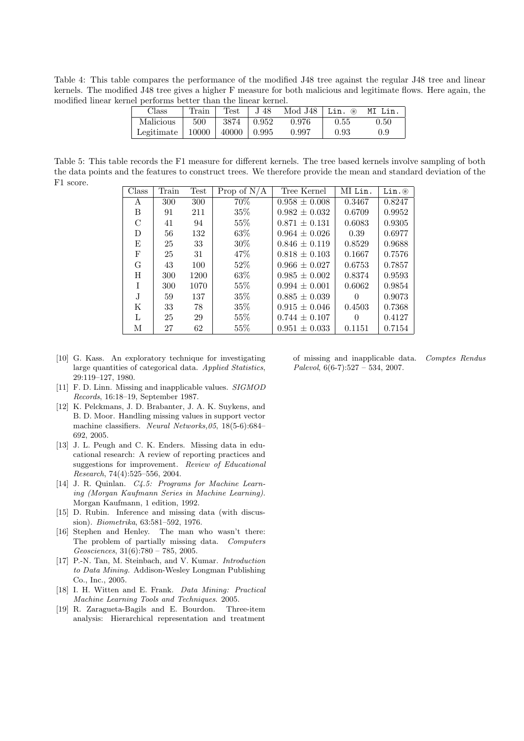Table 4: This table compares the performance of the modified J48 tree against the regular J48 tree and linear kernels. The modified J48 tree gives a higher F measure for both malicious and legitimate flows. Here again, the modified linear kernel performs better than the linear kernel.

| Class | Train | Test | J 48 | Mod J48 | `Lin.` ⊛ | `MI Lin.` |
|---|---|---|---|---|---|---|
| Malicious | 500 | 3874 | 0.952 | 0.976 | 0.55 | 0.50 |
| Legitimate | 10000 | 40000 | 0.995 | 0.997 | 0.93 | 0.9 |

Table 5: This table records the F1 measure for different kernels. The tree based kernels involve sampling of both the data points and the features to construct trees. We therefore provide the mean and standard deviation of the F1 score.

| Class | Train | Test | Prop of N/A | Tree Kernel | MI `Lin.` | `Lin.`⊛ |
|---|---|---|---|---|---|---|
| A | 300 | 300 | 70% | $0.958 \pm 0.008$ | 0.3467 | 0.8247 |
| B | 91 | 211 | 35% | $0.982 \pm 0.032$ | 0.6709 | 0.9952 |
| C | 41 | 94 | 55% | $0.871 \pm 0.131$ | 0.6083 | 0.9305 |
| D | 56 | 132 | 63% | $0.964 \pm 0.026$ | 0.39 | 0.6977 |
| E | 25 | 33 | 30% | $0.846 \pm 0.119$ | 0.8529 | 0.9688 |
| F | 25 | 31 | 47% | $0.818 \pm 0.103$ | 0.1667 | 0.7576 |
| G | 43 | 100 | 52% | $0.966 \pm 0.027$ | 0.6753 | 0.7857 |
| H | 300 | 1200 | 63% | $0.985 \pm 0.002$ | 0.8374 | 0.9593 |
| I | 300 | 1070 | 55% | $0.994 \pm 0.001$ | 0.6062 | 0.9854 |
| J | 59 | 137 | 35% | $0.885 \pm 0.039$ | 0 | 0.9073 |
| K | 33 | 78 | 35% | $0.915 \pm 0.046$ | 0.4503 | 0.7368 |
| L | 25 | 29 | 55% | $0.744 \pm 0.107$ | 0 | 0.4127 |
| M | 27 | 62 | 55% | $0.951 \pm 0.033$ | 0.1151 | 0.7154 |

[10] G. Kass. An exploratory technique for investigating large quantities of categorical data. *Applied Statistics*, 29:119–127, 1980.

[11] F. D. Linn. Missing and inapplicable values. *SIGMOD Records*, 16:18–19, September 1987.

[12] K. Pelckmans, J. D. Brabanter, J. A. K. Suykens, and B. D. Moor. Handling missing values in support vector machine classifiers. *Neural Networks,05*, 18(5-6):684–692, 2005.

[13] J. L. Peugh and C. K. Enders. Missing data in educational research: A review of reporting practices and suggestions for improvement. *Review of Educational Research*, 74(4):525–556, 2004.

[14] J. R. Quinlan. *C4.5: Programs for Machine Learning (Morgan Kaufmann Series in Machine Learning)*. Morgan Kaufmann, 1 edition, 1992.

[15] D. Rubin. Inference and missing data (with discussion). *Biometrika*, 63:581–592, 1976.

[16] Stephen and Henley. The man who wasn't there: The problem of partially missing data. *Computers Geosciences*, 31(6):780 – 785, 2005.

[17] P.-N. Tan, M. Steinbach, and V. Kumar. *Introduction to Data Mining*. Addison-Wesley Longman Publishing Co., Inc., 2005.

[18] I. H. Witten and E. Frank. *Data Mining: Practical Machine Learning Tools and Techniques*. 2005.

[19] R. Zaragueta-Bagils and E. Bourdon. Three-item analysis: Hierarchical representation and treatment of missing and inapplicable data. *Comptes Rendus Palevol*, 6(6-7):527 – 534, 2007.